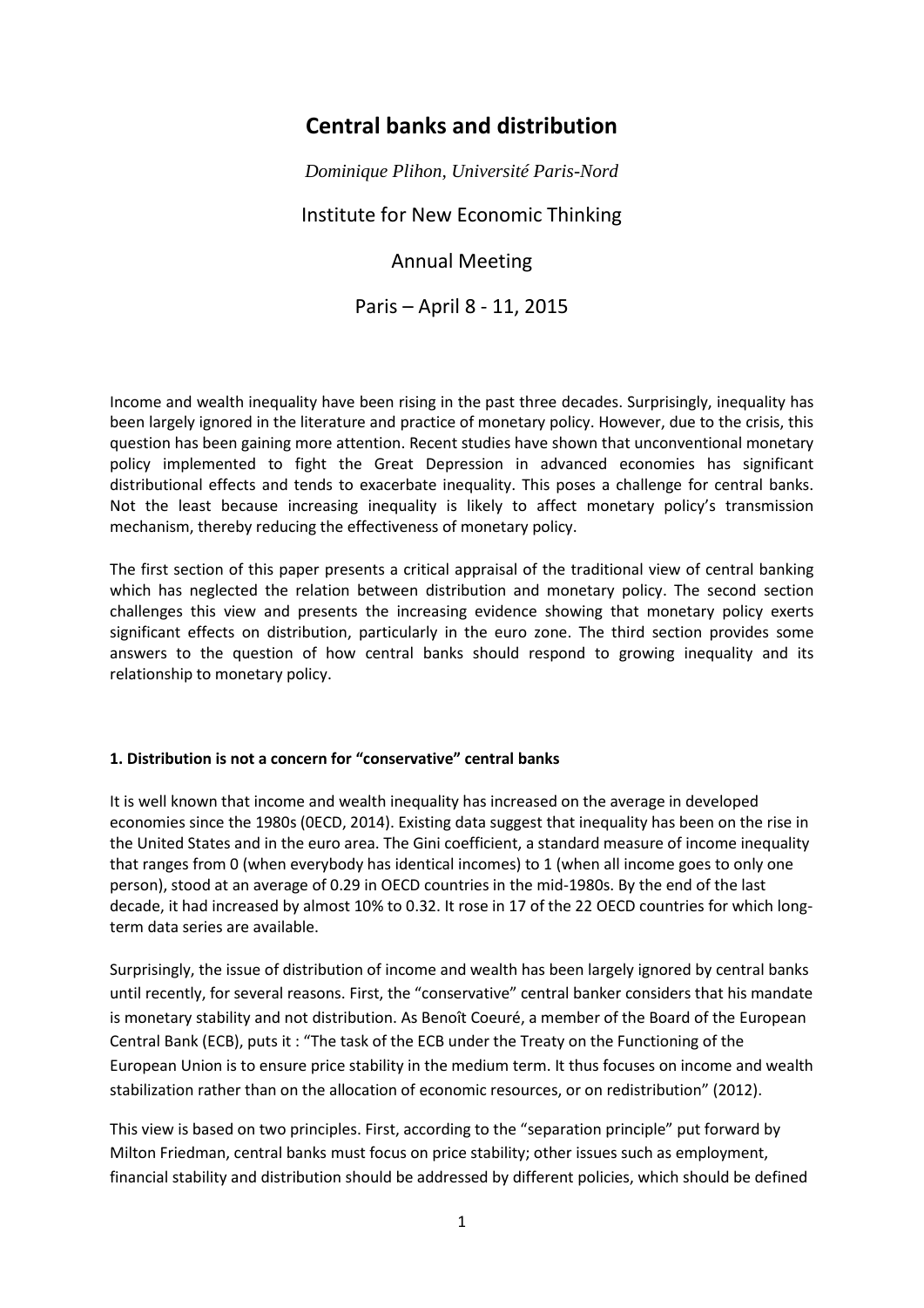# Central banks and distribution

*Dominique Plihon, Université Paris-Nord*

Institute for New Economic Thinking

Annual Meeting

Paris – April 8 - 11, 2015

Income and wealth inequality have been rising in the past three decades. Surprisingly, inequality has been largely ignored in the literature and practice of monetary policy. However, due to the crisis, this question has been gaining more attention. Recent studies have shown that unconventional monetary policy implemented to fight the Great Depression in advanced economies has significant distributional effects and tends to exacerbate inequality. This poses a challenge for central banks. Not the least because increasing inequality is likely to affect monetary policy's transmission mechanism, thereby reducing the effectiveness of monetary policy.

The first section of this paper presents a critical appraisal of the traditional view of central banking which has neglected the relation between distribution and monetary policy. The second section challenges this view and presents the increasing evidence showing that monetary policy exerts significant effects on distribution, particularly in the euro zone. The third section provides some answers to the question of how central banks should respond to growing inequality and its relationship to monetary policy.

**1. Distribution is not a concern for "conservative" central banks**

It is well known that income and wealth inequality has increased on the average in developed economies since the 1980s (0ECD, 2014). Existing data suggest that inequality has been on the rise in the United States and in the euro area. The Gini coefficient, a standard measure of income inequality that ranges from 0 (when everybody has identical incomes) to 1 (when all income goes to only one person), stood at an average of 0.29 in OECD countries in the mid-1980s. By the end of the last decade, it had increased by almost 10% to 0.32. It rose in 17 of the 22 OECD countries for which long-term data series are available.

Surprisingly, the issue of distribution of income and wealth has been largely ignored by central banks until recently, for several reasons. First, the "conservative" central banker considers that his mandate is monetary stability and not distribution. As Benoît Coeuré, a member of the Board of the European Central Bank (ECB), puts it : "The task of the ECB under the Treaty on the Functioning of the European Union is to ensure price stability in the medium term. It thus focuses on income and wealth stabilization rather than on the allocation of economic resources, or on redistribution" (2012).

This view is based on two principles. First, according to the "separation principle" put forward by Milton Friedman, central banks must focus on price stability; other issues such as employment, financial stability and distribution should be addressed by different policies, which should be defined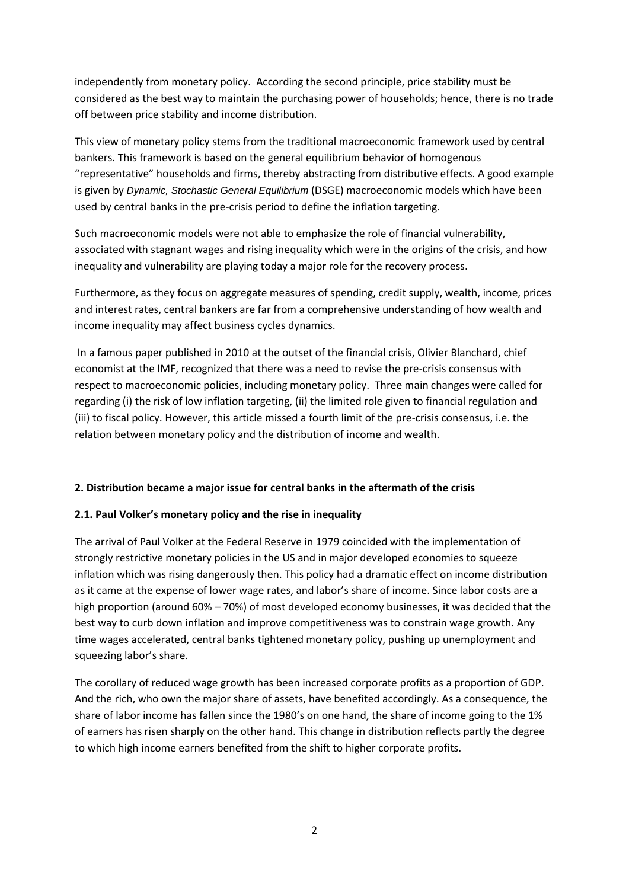independently from monetary policy. According the second principle, price stability must be considered as the best way to maintain the purchasing power of households; hence, there is no trade off between price stability and income distribution.

This view of monetary policy stems from the traditional macroeconomic framework used by central bankers. This framework is based on the general equilibrium behavior of homogenous "representative" households and firms, thereby abstracting from distributive effects. A good example is given by *Dynamic, Stochastic General Equilibrium* (DSGE) macroeconomic models which have been used by central banks in the pre-crisis period to define the inflation targeting.

Such macroeconomic models were not able to emphasize the role of financial vulnerability, associated with stagnant wages and rising inequality which were in the origins of the crisis, and how inequality and vulnerability are playing today a major role for the recovery process.

Furthermore, as they focus on aggregate measures of spending, credit supply, wealth, income, prices and interest rates, central bankers are far from a comprehensive understanding of how wealth and income inequality may affect business cycles dynamics.

In a famous paper published in 2010 at the outset of the financial crisis, Olivier Blanchard, chief economist at the IMF, recognized that there was a need to revise the pre-crisis consensus with respect to macroeconomic policies, including monetary policy. Three main changes were called for regarding (i) the risk of low inflation targeting, (ii) the limited role given to financial regulation and (iii) to fiscal policy. However, this article missed a fourth limit of the pre-crisis consensus, i.e. the relation between monetary policy and the distribution of income and wealth.

## 2. Distribution became a major issue for central banks in the aftermath of the crisis

### 2.1. Paul Volker's monetary policy and the rise in inequality

The arrival of Paul Volker at the Federal Reserve in 1979 coincided with the implementation of strongly restrictive monetary policies in the US and in major developed economies to squeeze inflation which was rising dangerously then. This policy had a dramatic effect on income distribution as it came at the expense of lower wage rates, and labor's share of income. Since labor costs are a high proportion (around 60% – 70%) of most developed economy businesses, it was decided that the best way to curb down inflation and improve competitiveness was to constrain wage growth. Any time wages accelerated, central banks tightened monetary policy, pushing up unemployment and squeezing labor's share.

The corollary of reduced wage growth has been increased corporate profits as a proportion of GDP. And the rich, who own the major share of assets, have benefited accordingly. As a consequence, the share of labor income has fallen since the 1980's on one hand, the share of income going to the 1% of earners has risen sharply on the other hand. This change in distribution reflects partly the degree to which high income earners benefited from the shift to higher corporate profits.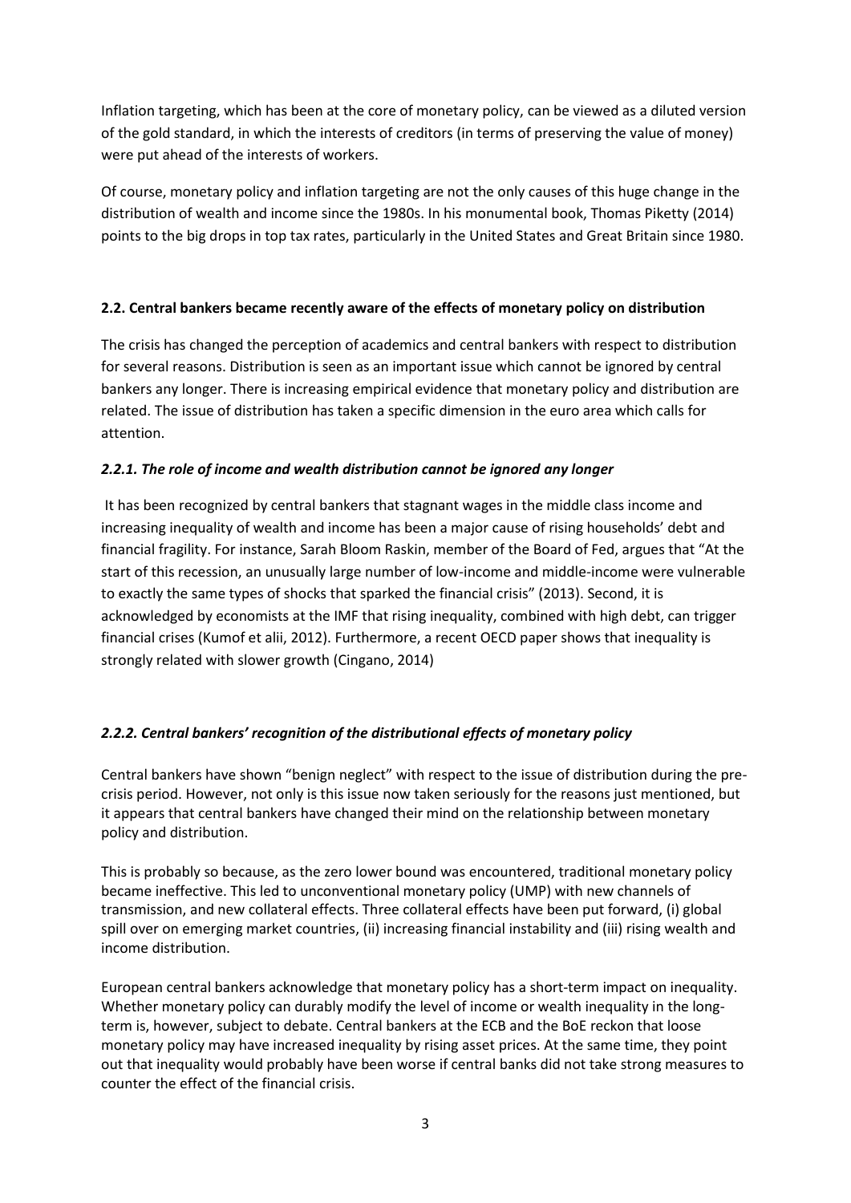Inflation targeting, which has been at the core of monetary policy, can be viewed as a diluted version of the gold standard, in which the interests of creditors (in terms of preserving the value of money) were put ahead of the interests of workers.

Of course, monetary policy and inflation targeting are not the only causes of this huge change in the distribution of wealth and income since the 1980s. In his monumental book, Thomas Piketty (2014) points to the big drops in top tax rates, particularly in the United States and Great Britain since 1980.

### 2.2. Central bankers became recently aware of the effects of monetary policy on distribution

The crisis has changed the perception of academics and central bankers with respect to distribution for several reasons. Distribution is seen as an important issue which cannot be ignored by central bankers any longer. There is increasing empirical evidence that monetary policy and distribution are related. The issue of distribution has taken a specific dimension in the euro area which calls for attention.

#### *2.2.1. The role of income and wealth distribution cannot be ignored any longer*

It has been recognized by central bankers that stagnant wages in the middle class income and increasing inequality of wealth and income has been a major cause of rising households' debt and financial fragility. For instance, Sarah Bloom Raskin, member of the Board of Fed, argues that "At the start of this recession, an unusually large number of low-income and middle-income were vulnerable to exactly the same types of shocks that sparked the financial crisis" (2013). Second, it is acknowledged by economists at the IMF that rising inequality, combined with high debt, can trigger financial crises (Kumof et alii, 2012). Furthermore, a recent OECD paper shows that inequality is strongly related with slower growth (Cingano, 2014)

#### *2.2.2. Central bankers' recognition of the distributional effects of monetary policy*

Central bankers have shown "benign neglect" with respect to the issue of distribution during the pre-crisis period. However, not only is this issue now taken seriously for the reasons just mentioned, but it appears that central bankers have changed their mind on the relationship between monetary policy and distribution.

This is probably so because, as the zero lower bound was encountered, traditional monetary policy became ineffective. This led to unconventional monetary policy (UMP) with new channels of transmission, and new collateral effects. Three collateral effects have been put forward, (i) global spill over on emerging market countries, (ii) increasing financial instability and (iii) rising wealth and income distribution.

European central bankers acknowledge that monetary policy has a short-term impact on inequality. Whether monetary policy can durably modify the level of income or wealth inequality in the long-term is, however, subject to debate. Central bankers at the ECB and the BoE reckon that loose monetary policy may have increased inequality by rising asset prices. At the same time, they point out that inequality would probably have been worse if central banks did not take strong measures to counter the effect of the financial crisis.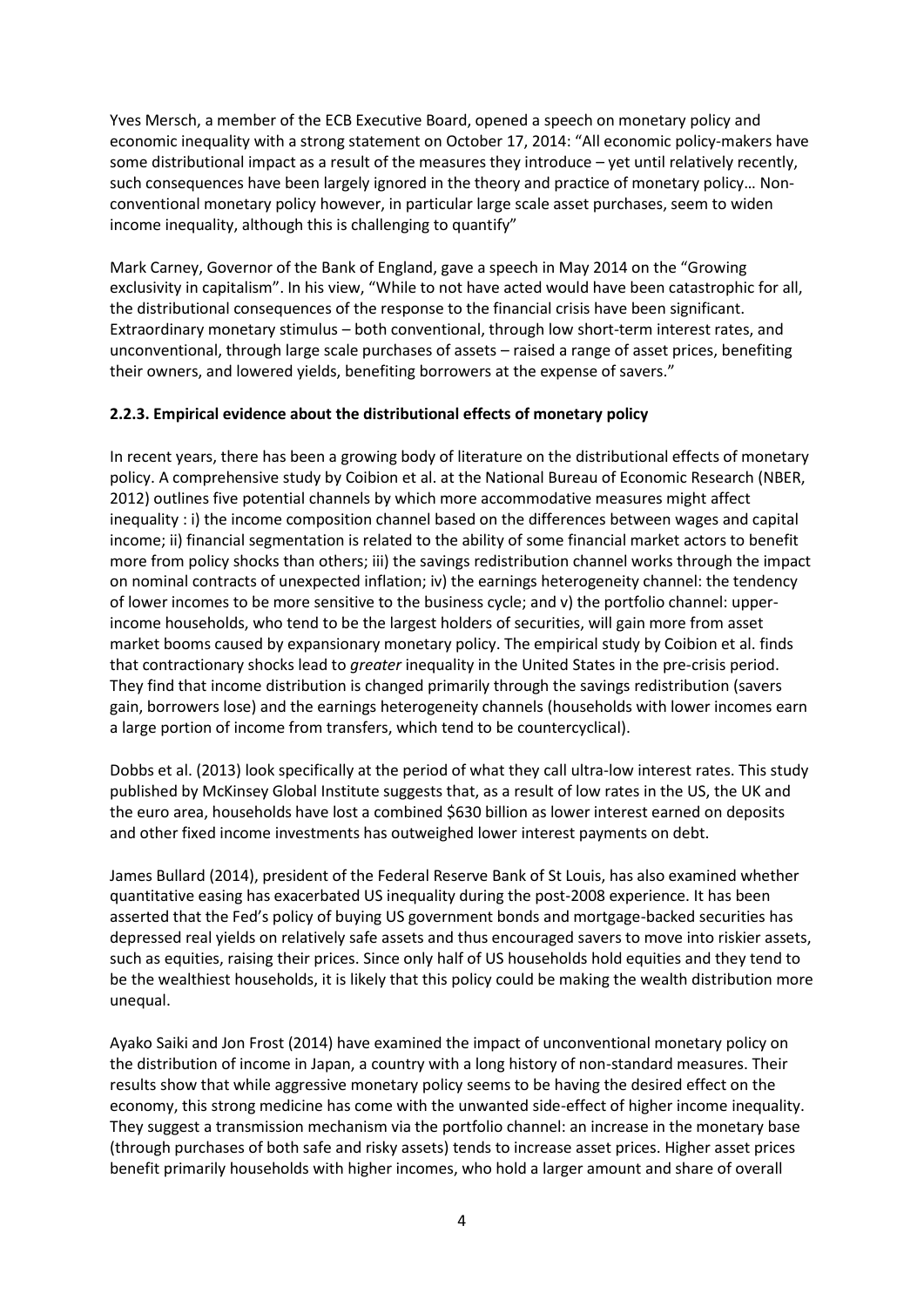Yves Mersch, a member of the ECB Executive Board, opened a speech on monetary policy and economic inequality with a strong statement on October 17, 2014: "All economic policy-makers have some distributional impact as a result of the measures they introduce – yet until relatively recently, such consequences have been largely ignored in the theory and practice of monetary policy… Non-conventional monetary policy however, in particular large scale asset purchases, seem to widen income inequality, although this is challenging to quantify"

Mark Carney, Governor of the Bank of England, gave a speech in May 2014 on the "Growing exclusivity in capitalism". In his view, "While to not have acted would have been catastrophic for all, the distributional consequences of the response to the financial crisis have been significant. Extraordinary monetary stimulus – both conventional, through low short-term interest rates, and unconventional, through large scale purchases of assets – raised a range of asset prices, benefiting their owners, and lowered yields, benefiting borrowers at the expense of savers."

### 2.2.3. Empirical evidence about the distributional effects of monetary policy

In recent years, there has been a growing body of literature on the distributional effects of monetary policy. A comprehensive study by Coibion et al. at the National Bureau of Economic Research (NBER, 2012) outlines five potential channels by which more accommodative measures might affect inequality : i) the income composition channel based on the differences between wages and capital income; ii) financial segmentation is related to the ability of some financial market actors to benefit more from policy shocks than others; iii) the savings redistribution channel works through the impact on nominal contracts of unexpected inflation; iv) the earnings heterogeneity channel: the tendency of lower incomes to be more sensitive to the business cycle; and v) the portfolio channel: upper-income households, who tend to be the largest holders of securities, will gain more from asset market booms caused by expansionary monetary policy. The empirical study by Coibion et al. finds that contractionary shocks lead to *greater* inequality in the United States in the pre-crisis period. They find that income distribution is changed primarily through the savings redistribution (savers gain, borrowers lose) and the earnings heterogeneity channels (households with lower incomes earn a large portion of income from transfers, which tend to be countercyclical).

Dobbs et al. (2013) look specifically at the period of what they call ultra-low interest rates. This study published by McKinsey Global Institute suggests that, as a result of low rates in the US, the UK and the euro area, households have lost a combined $630 billion as lower interest earned on deposits and other fixed income investments has outweighed lower interest payments on debt.

James Bullard (2014), president of the Federal Reserve Bank of St Louis, has also examined whether quantitative easing has exacerbated US inequality during the post-2008 experience. It has been asserted that the Fed's policy of buying US government bonds and mortgage-backed securities has depressed real yields on relatively safe assets and thus encouraged savers to move into riskier assets, such as equities, raising their prices. Since only half of US households hold equities and they tend to be the wealthiest households, it is likely that this policy could be making the wealth distribution more unequal.

Ayako Saiki and Jon Frost (2014) have examined the impact of unconventional monetary policy on the distribution of income in Japan, a country with a long history of non-standard measures. Their results show that while aggressive monetary policy seems to be having the desired effect on the economy, this strong medicine has come with the unwanted side-effect of higher income inequality. They suggest a transmission mechanism via the portfolio channel: an increase in the monetary base (through purchases of both safe and risky assets) tends to increase asset prices. Higher asset prices benefit primarily households with higher incomes, who hold a larger amount and share of overall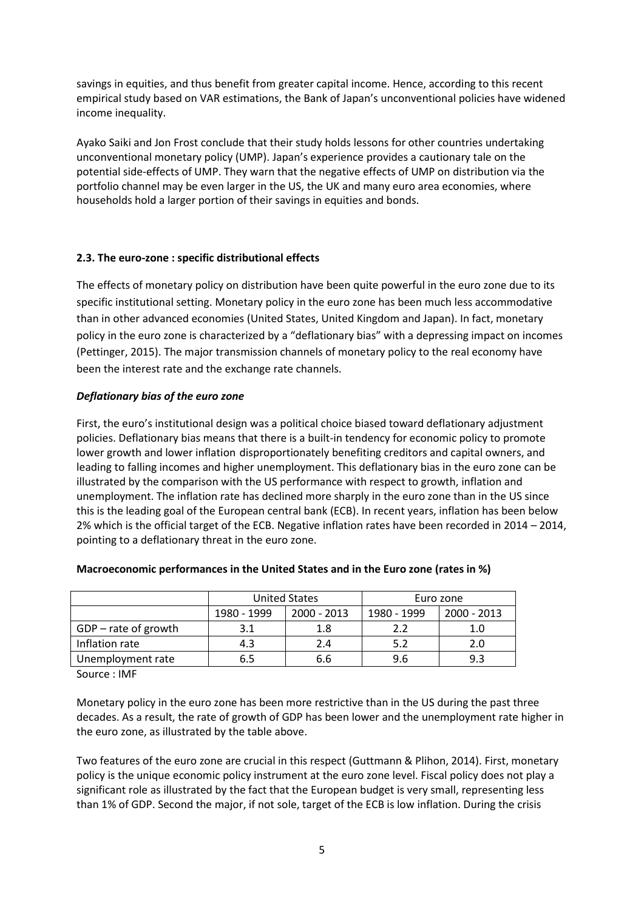savings in equities, and thus benefit from greater capital income. Hence, according to this recent empirical study based on VAR estimations, the Bank of Japan's unconventional policies have widened income inequality.

Ayako Saiki and Jon Frost conclude that their study holds lessons for other countries undertaking unconventional monetary policy (UMP). Japan's experience provides a cautionary tale on the potential side-effects of UMP. They warn that the negative effects of UMP on distribution via the portfolio channel may be even larger in the US, the UK and many euro area economies, where households hold a larger portion of their savings in equities and bonds.

### 2.3. The euro-zone : specific distributional effects

The effects of monetary policy on distribution have been quite powerful in the euro zone due to its specific institutional setting. Monetary policy in the euro zone has been much less accommodative than in other advanced economies (United States, United Kingdom and Japan). In fact, monetary policy in the euro zone is characterized by a "deflationary bias" with a depressing impact on incomes (Pettinger, 2015). The major transmission channels of monetary policy to the real economy have been the interest rate and the exchange rate channels.

***Deflationary bias of the euro zone***

First, the euro's institutional design was a political choice biased toward deflationary adjustment policies. Deflationary bias means that there is a built-in tendency for economic policy to promote lower growth and lower inflation disproportionately benefiting creditors and capital owners, and leading to falling incomes and higher unemployment. This deflationary bias in the euro zone can be illustrated by the comparison with the US performance with respect to growth, inflation and unemployment. The inflation rate has declined more sharply in the euro zone than in the US since this is the leading goal of the European central bank (ECB). In recent years, inflation has been below 2% which is the official target of the ECB. Negative inflation rates have been recorded in 2014 – 2014, pointing to a deflationary threat in the euro zone.

**Macroeconomic performances in the United States and in the Euro zone (rates in %)**

| | United States | | Euro zone | |
|---|---|---|---|---|
| | 1980 - 1999 | 2000 - 2013 | 1980 - 1999 | 2000 - 2013 |
| GDP – rate of growth | 3.1 | 1.8 | 2.2 | 1.0 |
| Inflation rate | 4.3 | 2.4 | 5.2 | 2.0 |
| Unemployment rate | 6.5 | 6.6 | 9.6 | 9.3 |

Source : IMF

Monetary policy in the euro zone has been more restrictive than in the US during the past three decades. As a result, the rate of growth of GDP has been lower and the unemployment rate higher in the euro zone, as illustrated by the table above.

Two features of the euro zone are crucial in this respect (Guttmann & Plihon, 2014). First, monetary policy is the unique economic policy instrument at the euro zone level. Fiscal policy does not play a significant role as illustrated by the fact that the European budget is very small, representing less than 1% of GDP. Second the major, if not sole, target of the ECB is low inflation. During the crisis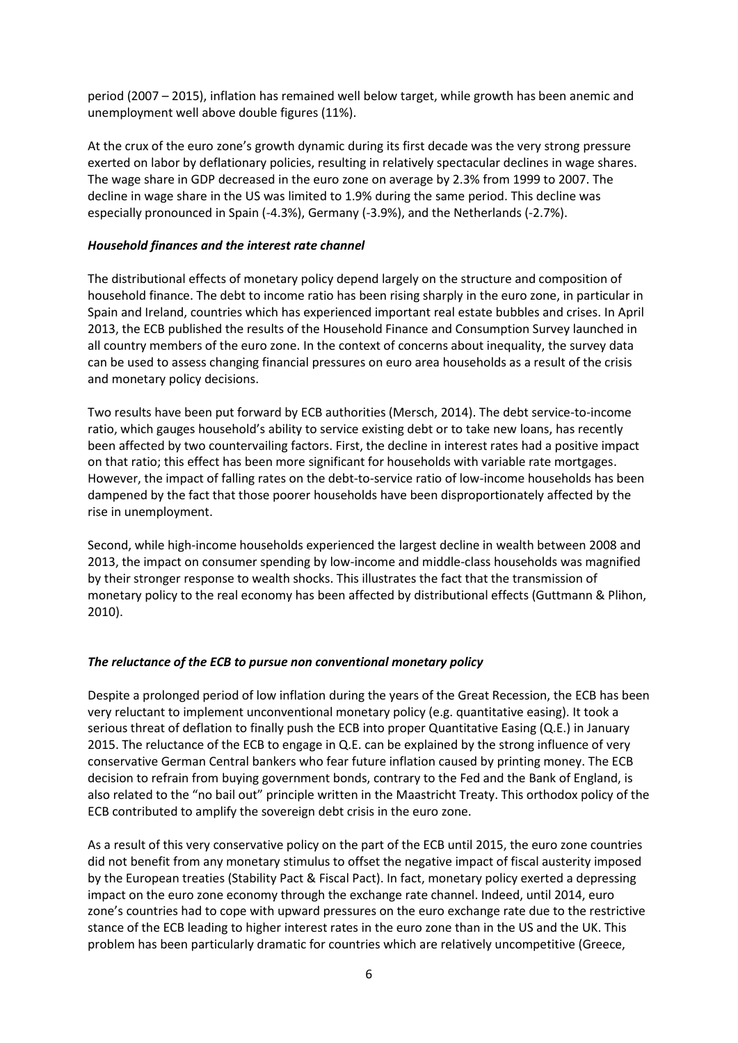period (2007 – 2015), inflation has remained well below target, while growth has been anemic and unemployment well above double figures (11%).

At the crux of the euro zone's growth dynamic during its first decade was the very strong pressure exerted on labor by deflationary policies, resulting in relatively spectacular declines in wage shares. The wage share in GDP decreased in the euro zone on average by 2.3% from 1999 to 2007. The decline in wage share in the US was limited to 1.9% during the same period. This decline was especially pronounced in Spain (-4.3%), Germany (-3.9%), and the Netherlands (-2.7%).

### *Household finances and the interest rate channel*

The distributional effects of monetary policy depend largely on the structure and composition of household finance. The debt to income ratio has been rising sharply in the euro zone, in particular in Spain and Ireland, countries which has experienced important real estate bubbles and crises. In April 2013, the ECB published the results of the Household Finance and Consumption Survey launched in all country members of the euro zone. In the context of concerns about inequality, the survey data can be used to assess changing financial pressures on euro area households as a result of the crisis and monetary policy decisions.

Two results have been put forward by ECB authorities (Mersch, 2014). The debt service-to-income ratio, which gauges household's ability to service existing debt or to take new loans, has recently been affected by two countervailing factors. First, the decline in interest rates had a positive impact on that ratio; this effect has been more significant for households with variable rate mortgages. However, the impact of falling rates on the debt-to-service ratio of low-income households has been dampened by the fact that those poorer households have been disproportionately affected by the rise in unemployment.

Second, while high-income households experienced the largest decline in wealth between 2008 and 2013, the impact on consumer spending by low-income and middle-class households was magnified by their stronger response to wealth shocks. This illustrates the fact that the transmission of monetary policy to the real economy has been affected by distributional effects (Guttmann & Plihon, 2010).

### *The reluctance of the ECB to pursue non conventional monetary policy*

Despite a prolonged period of low inflation during the years of the Great Recession, the ECB has been very reluctant to implement unconventional monetary policy (e.g. quantitative easing). It took a serious threat of deflation to finally push the ECB into proper Quantitative Easing (Q.E.) in January 2015. The reluctance of the ECB to engage in Q.E. can be explained by the strong influence of very conservative German Central bankers who fear future inflation caused by printing money. The ECB decision to refrain from buying government bonds, contrary to the Fed and the Bank of England, is also related to the "no bail out" principle written in the Maastricht Treaty. This orthodox policy of the ECB contributed to amplify the sovereign debt crisis in the euro zone.

As a result of this very conservative policy on the part of the ECB until 2015, the euro zone countries did not benefit from any monetary stimulus to offset the negative impact of fiscal austerity imposed by the European treaties (Stability Pact & Fiscal Pact). In fact, monetary policy exerted a depressing impact on the euro zone economy through the exchange rate channel. Indeed, until 2014, euro zone's countries had to cope with upward pressures on the euro exchange rate due to the restrictive stance of the ECB leading to higher interest rates in the euro zone than in the US and the UK. This problem has been particularly dramatic for countries which are relatively uncompetitive (Greece,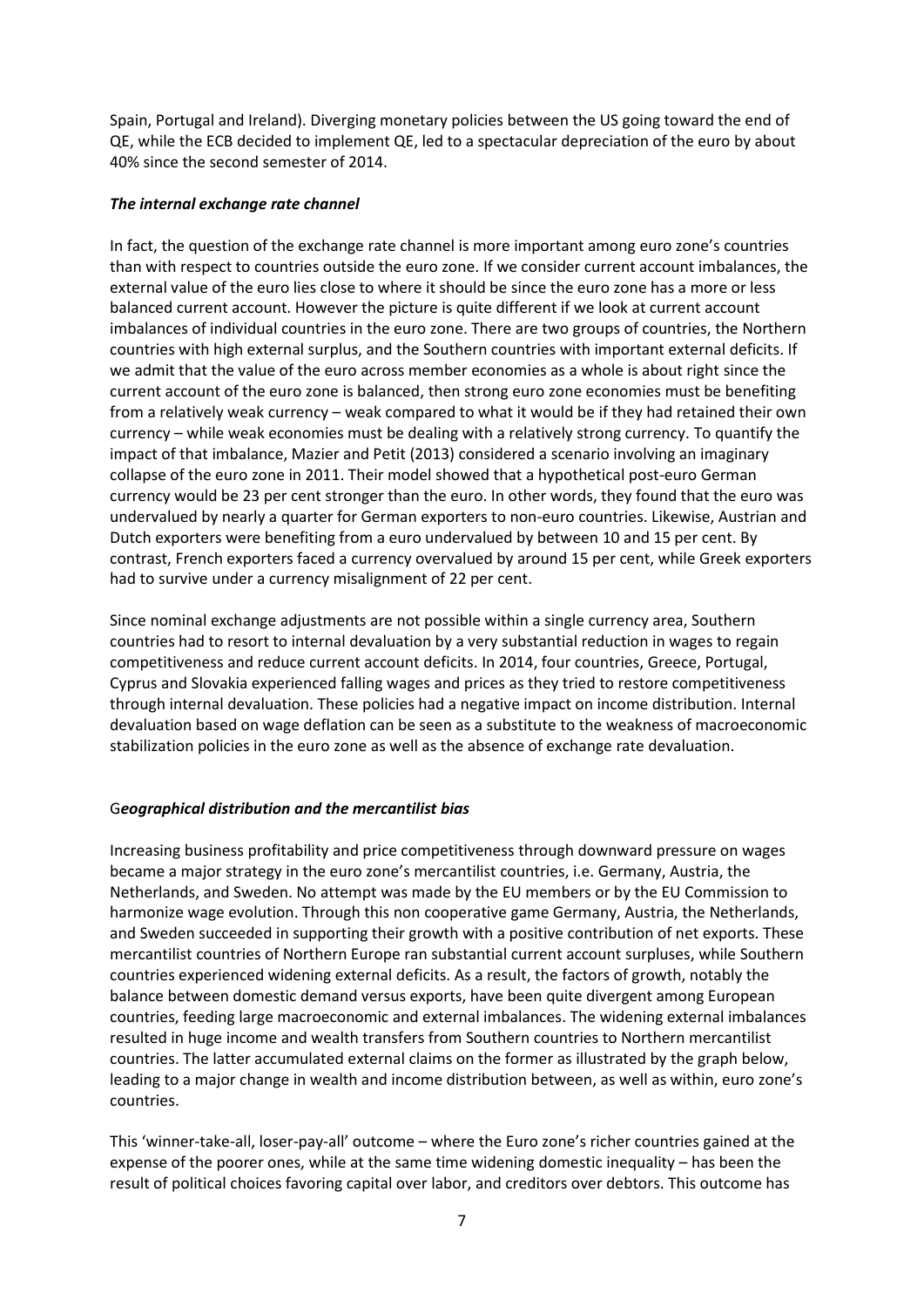Spain, Portugal and Ireland). Diverging monetary policies between the US going toward the end of QE, while the ECB decided to implement QE, led to a spectacular depreciation of the euro by about 40% since the second semester of 2014.

### *The internal exchange rate channel*

In fact, the question of the exchange rate channel is more important among euro zone's countries than with respect to countries outside the euro zone. If we consider current account imbalances, the external value of the euro lies close to where it should be since the euro zone has a more or less balanced current account. However the picture is quite different if we look at current account imbalances of individual countries in the euro zone. There are two groups of countries, the Northern countries with high external surplus, and the Southern countries with important external deficits. If we admit that the value of the euro across member economies as a whole is about right since the current account of the euro zone is balanced, then strong euro zone economies must be benefiting from a relatively weak currency – weak compared to what it would be if they had retained their own currency – while weak economies must be dealing with a relatively strong currency. To quantify the impact of that imbalance, Mazier and Petit (2013) considered a scenario involving an imaginary collapse of the euro zone in 2011. Their model showed that a hypothetical post-euro German currency would be 23 per cent stronger than the euro. In other words, they found that the euro was undervalued by nearly a quarter for German exporters to non-euro countries. Likewise, Austrian and Dutch exporters were benefiting from a euro undervalued by between 10 and 15 per cent. By contrast, French exporters faced a currency overvalued by around 15 per cent, while Greek exporters had to survive under a currency misalignment of 22 per cent.

Since nominal exchange adjustments are not possible within a single currency area, Southern countries had to resort to internal devaluation by a very substantial reduction in wages to regain competitiveness and reduce current account deficits. In 2014, four countries, Greece, Portugal, Cyprus and Slovakia experienced falling wages and prices as they tried to restore competitiveness through internal devaluation. These policies had a negative impact on income distribution. Internal devaluation based on wage deflation can be seen as a substitute to the weakness of macroeconomic stabilization policies in the euro zone as well as the absence of exchange rate devaluation.

### G*eographical distribution and the mercantilist bias*

Increasing business profitability and price competitiveness through downward pressure on wages became a major strategy in the euro zone's mercantilist countries, i.e. Germany, Austria, the Netherlands, and Sweden. No attempt was made by the EU members or by the EU Commission to harmonize wage evolution. Through this non cooperative game Germany, Austria, the Netherlands, and Sweden succeeded in supporting their growth with a positive contribution of net exports. These mercantilist countries of Northern Europe ran substantial current account surpluses, while Southern countries experienced widening external deficits. As a result, the factors of growth, notably the balance between domestic demand versus exports, have been quite divergent among European countries, feeding large macroeconomic and external imbalances. The widening external imbalances resulted in huge income and wealth transfers from Southern countries to Northern mercantilist countries. The latter accumulated external claims on the former as illustrated by the graph below, leading to a major change in wealth and income distribution between, as well as within, euro zone's countries.

This 'winner-take-all, loser-pay-all' outcome – where the Euro zone's richer countries gained at the expense of the poorer ones, while at the same time widening domestic inequality – has been the result of political choices favoring capital over labor, and creditors over debtors. This outcome has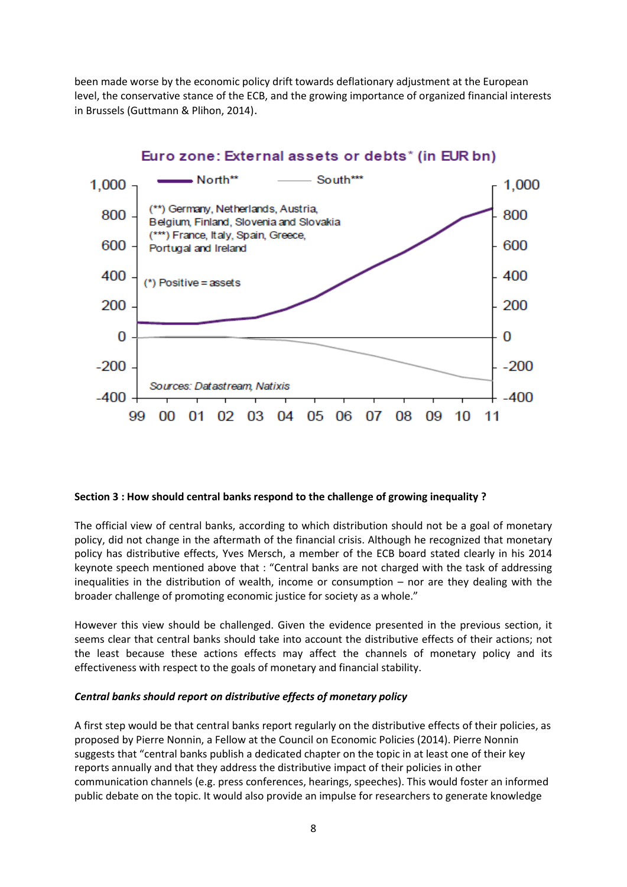been made worse by the economic policy drift towards deflationary adjustment at the European level, the conservative stance of the ECB, and the growing importance of organized financial interests in Brussels (Guttmann & Plihon, 2014).

**Section 3 : How should central banks respond to the challenge of growing inequality ?**

The official view of central banks, according to which distribution should not be a goal of monetary policy, did not change in the aftermath of the financial crisis. Although he recognized that monetary policy has distributive effects, Yves Mersch, a member of the ECB board stated clearly in his 2014 keynote speech mentioned above that : "Central banks are not charged with the task of addressing inequalities in the distribution of wealth, income or consumption – nor are they dealing with the broader challenge of promoting economic justice for society as a whole."

However this view should be challenged. Given the evidence presented in the previous section, it seems clear that central banks should take into account the distributive effects of their actions; not the least because these actions effects may affect the channels of monetary policy and its effectiveness with respect to the goals of monetary and financial stability.

***Central banks should report on distributive effects of monetary policy***

A first step would be that central banks report regularly on the distributive effects of their policies, as proposed by Pierre Nonnin, a Fellow at the Council on Economic Policies (2014). Pierre Nonnin suggests that "central banks publish a dedicated chapter on the topic in at least one of their key reports annually and that they address the distributive impact of their policies in other communication channels (e.g. press conferences, hearings, speeches). This would foster an informed public debate on the topic. It would also provide an impulse for researchers to generate knowledge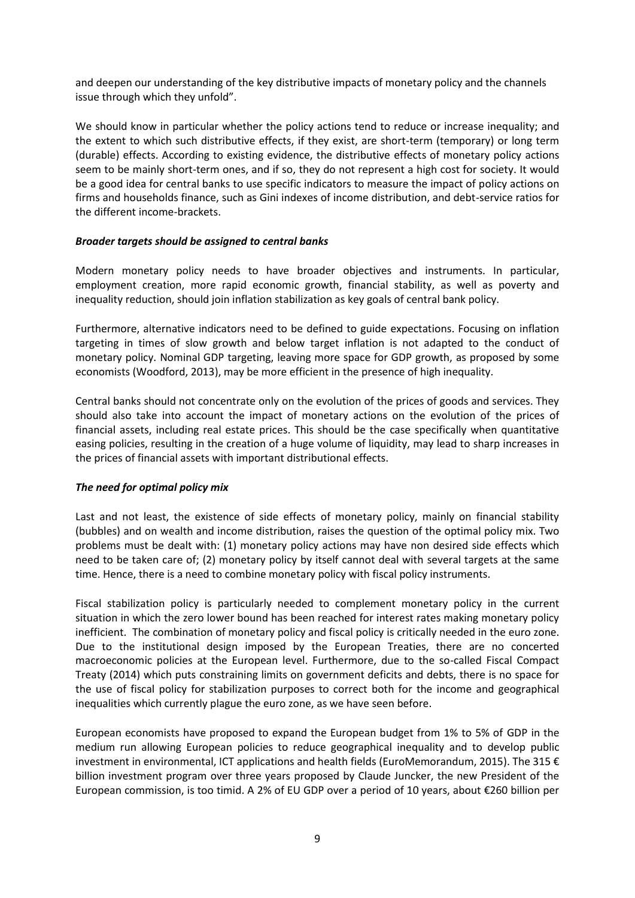and deepen our understanding of the key distributive impacts of monetary policy and the channels issue through which they unfold".

We should know in particular whether the policy actions tend to reduce or increase inequality; and the extent to which such distributive effects, if they exist, are short-term (temporary) or long term (durable) effects. According to existing evidence, the distributive effects of monetary policy actions seem to be mainly short-term ones, and if so, they do not represent a high cost for society. It would be a good idea for central banks to use specific indicators to measure the impact of policy actions on firms and households finance, such as Gini indexes of income distribution, and debt-service ratios for the different income-brackets.

### *Broader targets should be assigned to central banks*

Modern monetary policy needs to have broader objectives and instruments. In particular, employment creation, more rapid economic growth, financial stability, as well as poverty and inequality reduction, should join inflation stabilization as key goals of central bank policy.

Furthermore, alternative indicators need to be defined to guide expectations. Focusing on inflation targeting in times of slow growth and below target inflation is not adapted to the conduct of monetary policy. Nominal GDP targeting, leaving more space for GDP growth, as proposed by some economists (Woodford, 2013), may be more efficient in the presence of high inequality.

Central banks should not concentrate only on the evolution of the prices of goods and services. They should also take into account the impact of monetary actions on the evolution of the prices of financial assets, including real estate prices. This should be the case specifically when quantitative easing policies, resulting in the creation of a huge volume of liquidity, may lead to sharp increases in the prices of financial assets with important distributional effects.

### *The need for optimal policy mix*

Last and not least, the existence of side effects of monetary policy, mainly on financial stability (bubbles) and on wealth and income distribution, raises the question of the optimal policy mix. Two problems must be dealt with: (1) monetary policy actions may have non desired side effects which need to be taken care of; (2) monetary policy by itself cannot deal with several targets at the same time. Hence, there is a need to combine monetary policy with fiscal policy instruments.

Fiscal stabilization policy is particularly needed to complement monetary policy in the current situation in which the zero lower bound has been reached for interest rates making monetary policy inefficient. The combination of monetary policy and fiscal policy is critically needed in the euro zone. Due to the institutional design imposed by the European Treaties, there are no concerted macroeconomic policies at the European level. Furthermore, due to the so-called Fiscal Compact Treaty (2014) which puts constraining limits on government deficits and debts, there is no space for the use of fiscal policy for stabilization purposes to correct both for the income and geographical inequalities which currently plague the euro zone, as we have seen before.

European economists have proposed to expand the European budget from 1% to 5% of GDP in the medium run allowing European policies to reduce geographical inequality and to develop public investment in environmental, ICT applications and health fields (EuroMemorandum, 2015). The 315 € billion investment program over three years proposed by Claude Juncker, the new President of the European commission, is too timid. A 2% of EU GDP over a period of 10 years, about €260 billion per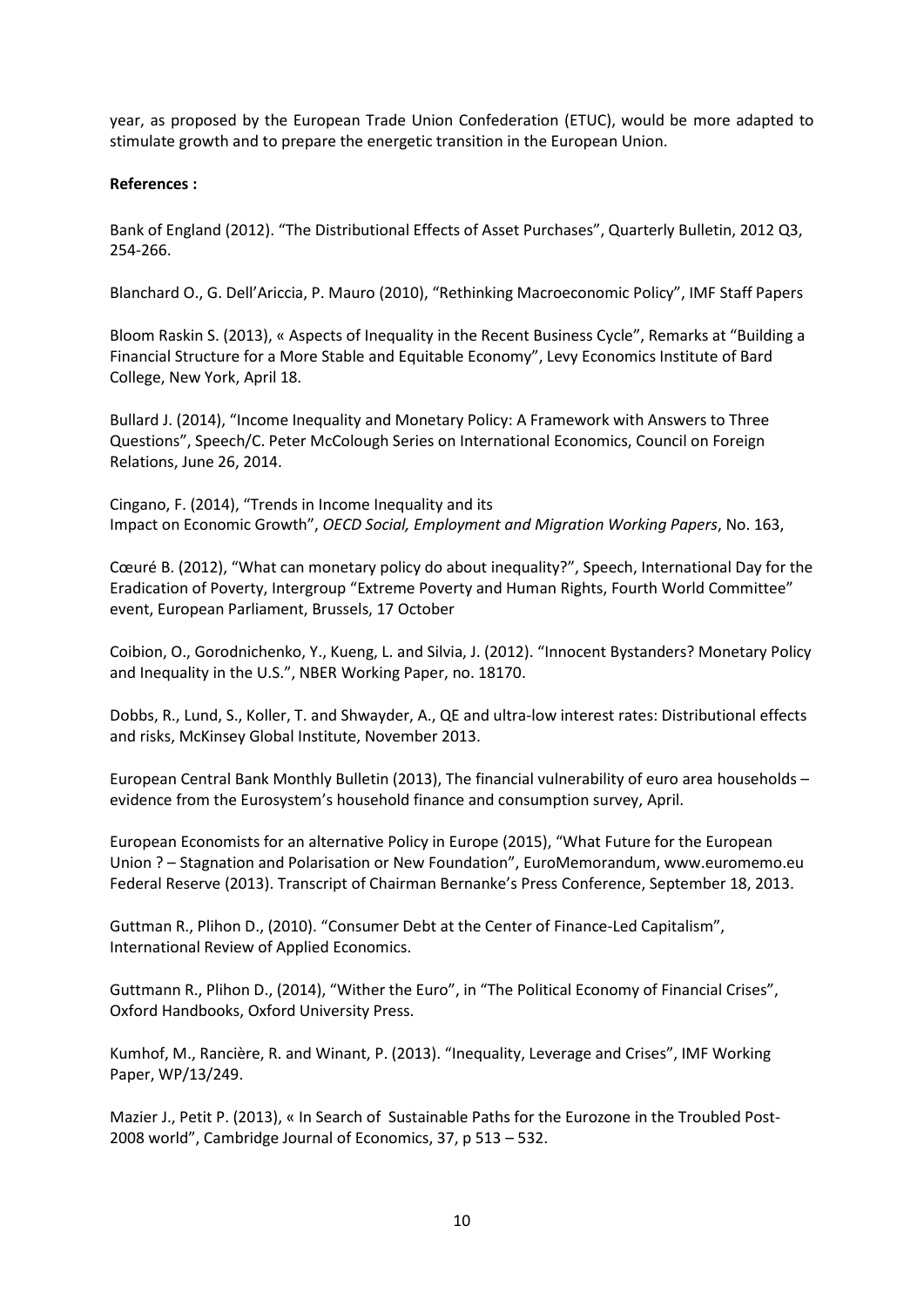year, as proposed by the European Trade Union Confederation (ETUC), would be more adapted to stimulate growth and to prepare the energetic transition in the European Union.

**References :**

Bank of England (2012). "The Distributional Effects of Asset Purchases", Quarterly Bulletin, 2012 Q3, 254-266.

Blanchard O., G. Dell'Ariccia, P. Mauro (2010), "Rethinking Macroeconomic Policy", IMF Staff Papers

Bloom Raskin S. (2013), « Aspects of Inequality in the Recent Business Cycle", Remarks at "Building a Financial Structure for a More Stable and Equitable Economy", Levy Economics Institute of Bard College, New York, April 18.

Bullard J. (2014), "Income Inequality and Monetary Policy: A Framework with Answers to Three Questions", Speech/C. Peter McColough Series on International Economics, Council on Foreign Relations, June 26, 2014.

Cingano, F. (2014), "Trends in Income Inequality and its Impact on Economic Growth", *OECD Social, Employment and Migration Working Papers*, No. 163,

Cœuré B. (2012), "What can monetary policy do about inequality?", Speech, International Day for the Eradication of Poverty, Intergroup "Extreme Poverty and Human Rights, Fourth World Committee" event, European Parliament, Brussels, 17 October

Coibion, O., Gorodnichenko, Y., Kueng, L. and Silvia, J. (2012). "Innocent Bystanders? Monetary Policy and Inequality in the U.S.", NBER Working Paper, no. 18170.

Dobbs, R., Lund, S., Koller, T. and Shwayder, A., QE and ultra-low interest rates: Distributional effects and risks, McKinsey Global Institute, November 2013.

European Central Bank Monthly Bulletin (2013), The financial vulnerability of euro area households – evidence from the Eurosystem's household finance and consumption survey, April.

European Economists for an alternative Policy in Europe (2015), "What Future for the European Union ? – Stagnation and Polarisation or New Foundation", EuroMemorandum, www.euromemo.eu
Federal Reserve (2013). Transcript of Chairman Bernanke's Press Conference, September 18, 2013.

Guttman R., Plihon D., (2010). "Consumer Debt at the Center of Finance-Led Capitalism", International Review of Applied Economics.

Guttmann R., Plihon D., (2014), "Wither the Euro", in "The Political Economy of Financial Crises", Oxford Handbooks, Oxford University Press.

Kumhof, M., Rancière, R. and Winant, P. (2013). "Inequality, Leverage and Crises", IMF Working Paper, WP/13/249.

Mazier J., Petit P. (2013), « In Search of Sustainable Paths for the Eurozone in the Troubled Post-2008 world", Cambridge Journal of Economics, 37, p 513 – 532.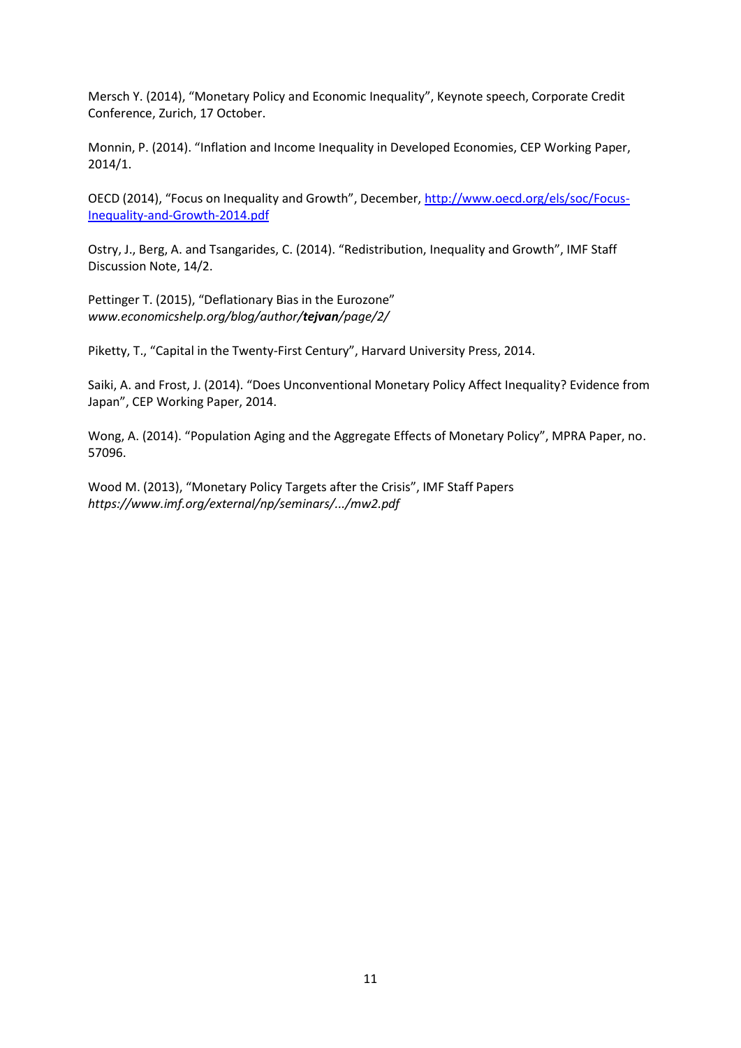Mersch Y. (2014), “Monetary Policy and Economic Inequality”, Keynote speech, Corporate Credit Conference, Zurich, 17 October.

Monnin, P. (2014). “Inflation and Income Inequality in Developed Economies, CEP Working Paper, 2014/1.

OECD (2014), “Focus on Inequality and Growth”, December, [http://www.oecd.org/els/soc/Focus-Inequality-and-Growth-2014.pdf](http://www.oecd.org/els/soc/Focus-Inequality-and-Growth-2014.pdf)

Ostry, J., Berg, A. and Tsangarides, C. (2014). “Redistribution, Inequality and Growth”, IMF Staff Discussion Note, 14/2.

Pettinger T. (2015), “Deflationary Bias in the Eurozone”
*www.economicshelp.org/blog/author/**tejvan**/page/2/*

Piketty, T., “Capital in the Twenty-First Century”, Harvard University Press, 2014.

Saiki, A. and Frost, J. (2014). “Does Unconventional Monetary Policy Affect Inequality? Evidence from Japan”, CEP Working Paper, 2014.

Wong, A. (2014). “Population Aging and the Aggregate Effects of Monetary Policy”, MPRA Paper, no. 57096.

Wood M. (2013), “Monetary Policy Targets after the Crisis”, IMF Staff Papers
*https://www.imf.org/external/np/seminars/.../mw2.pdf*